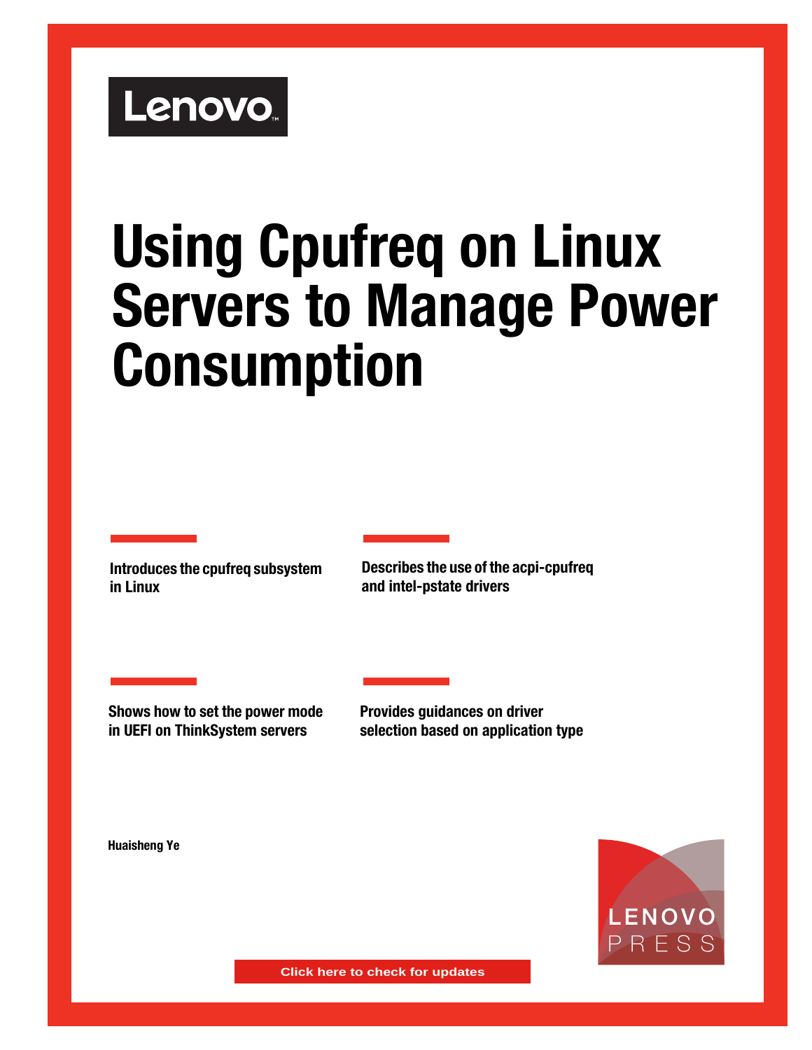Lenovo

# Using Cpufreq on Linux Servers to Manage Power Consumption

**Introduces the cpufreq subsystem in Linux**

**Describes the use of the acpi-cpufreq and intel-pstate drivers**

**Shows how to set the power mode in UEFI on ThinkSystem servers**

**Provides guidances on driver selection based on application type**

**Huaisheng Ye**

LENOVO PRESS

Click here to check for updates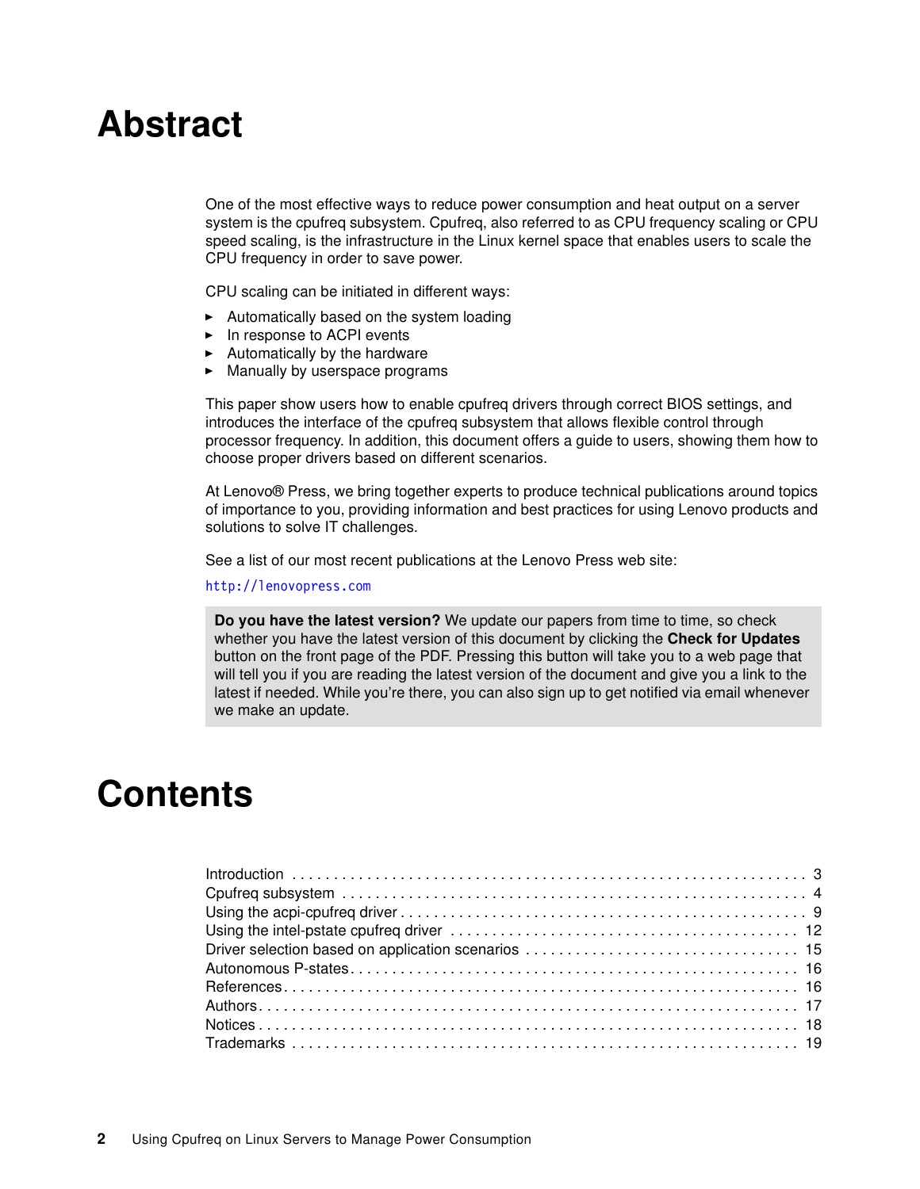# Abstract

One of the most effective ways to reduce power consumption and heat output on a server system is the cpufreq subsystem. Cpufreq, also referred to as CPU frequency scaling or CPU speed scaling, is the infrastructure in the Linux kernel space that enables users to scale the CPU frequency in order to save power.

CPU scaling can be initiated in different ways:

- Automatically based on the system loading
- In response to ACPI events
- Automatically by the hardware
- Manually by userspace programs

This paper show users how to enable cpufreq drivers through correct BIOS settings, and introduces the interface of the cpufreq subsystem that allows flexible control through processor frequency. In addition, this document offers a guide to users, showing them how to choose proper drivers based on different scenarios.

At Lenovo® Press, we bring together experts to produce technical publications around topics of importance to you, providing information and best practices for using Lenovo products and solutions to solve IT challenges.

See a list of our most recent publications at the Lenovo Press web site:

http://lenovopress.com

> **Do you have the latest version?** We update our papers from time to time, so check whether you have the latest version of this document by clicking the **Check for Updates** button on the front page of the PDF. Pressing this button will take you to a web page that will tell you if you are reading the latest version of the document and give you a link to the latest if needed. While you're there, you can also sign up to get notified via email whenever we make an update.

# Contents

Introduction . . . . . . . . . . . . . . . . . . . . . . . . . . . . . . . . . . . . . . . . . . . . . . . . . . . . . . . . . . . . 3
Cpufreq subsystem . . . . . . . . . . . . . . . . . . . . . . . . . . . . . . . . . . . . . . . . . . . . . . . . . . . . . . . 4
Using the acpi-cpufreq driver . . . . . . . . . . . . . . . . . . . . . . . . . . . . . . . . . . . . . . . . . . . . . . . . 9
Using the intel-pstate cpufreq driver . . . . . . . . . . . . . . . . . . . . . . . . . . . . . . . . . . . . . . . . . . 12
Driver selection based on application scenarios . . . . . . . . . . . . . . . . . . . . . . . . . . . . . . . . 15
Autonomous P-states . . . . . . . . . . . . . . . . . . . . . . . . . . . . . . . . . . . . . . . . . . . . . . . . . . . . . 16
References . . . . . . . . . . . . . . . . . . . . . . . . . . . . . . . . . . . . . . . . . . . . . . . . . . . . . . . . . . . . 16
Authors . . . . . . . . . . . . . . . . . . . . . . . . . . . . . . . . . . . . . . . . . . . . . . . . . . . . . . . . . . . . . . 17
Notices . . . . . . . . . . . . . . . . . . . . . . . . . . . . . . . . . . . . . . . . . . . . . . . . . . . . . . . . . . . . . . 18
Trademarks . . . . . . . . . . . . . . . . . . . . . . . . . . . . . . . . . . . . . . . . . . . . . . . . . . . . . . . . . . . 19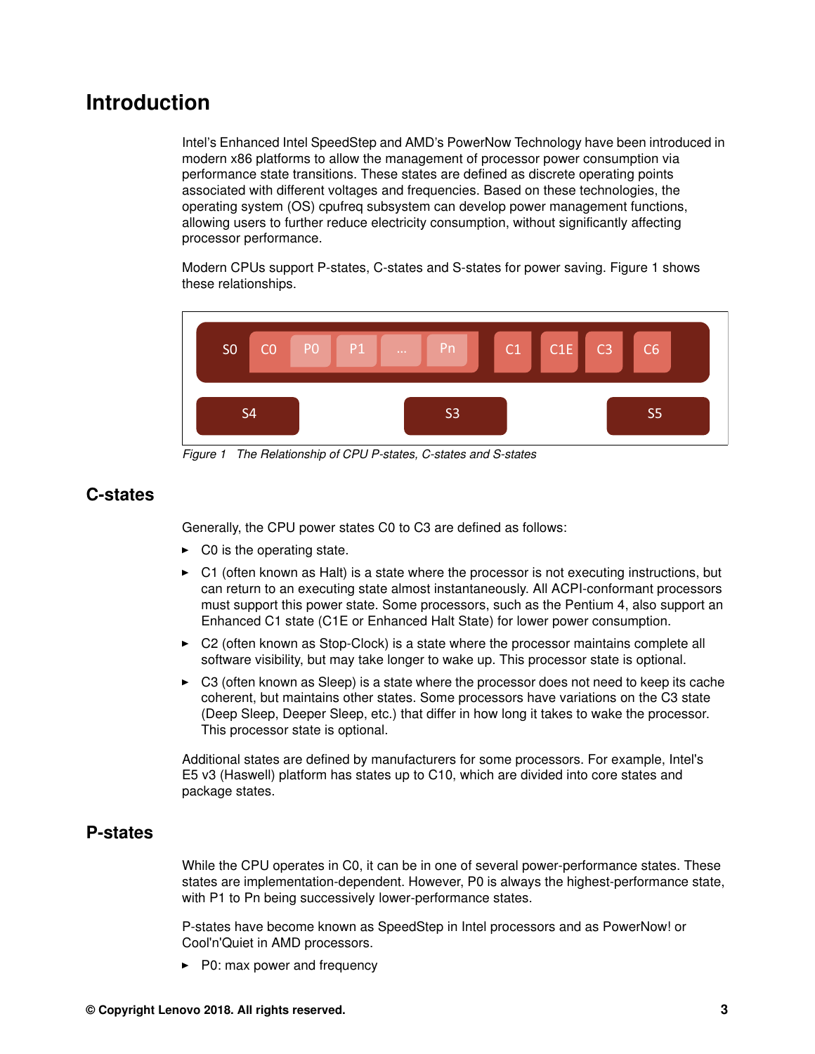# Introduction

Intel's Enhanced Intel SpeedStep and AMD's PowerNow Technology have been introduced in modern x86 platforms to allow the management of processor power consumption via performance state transitions. These states are defined as discrete operating points associated with different voltages and frequencies. Based on these technologies, the operating system (OS) cpufreq subsystem can develop power management functions, allowing users to further reduce electricity consumption, without significantly affecting processor performance.

Modern CPUs support P-states, C-states and S-states for power saving. Figure 1 shows these relationships.

S0 C0 P0 P1 ... Pn C1 C1E C3 C6

S4 S3 S5

*Figure 1 The Relationship of CPU P-states, C-states and S-states*

## C-states

Generally, the CPU power states C0 to C3 are defined as follows:

- C0 is the operating state.
- C1 (often known as Halt) is a state where the processor is not executing instructions, but can return to an executing state almost instantaneously. All ACPI-conformant processors must support this power state. Some processors, such as the Pentium 4, also support an Enhanced C1 state (C1E or Enhanced Halt State) for lower power consumption.
- C2 (often known as Stop-Clock) is a state where the processor maintains complete all software visibility, but may take longer to wake up. This processor state is optional.
- C3 (often known as Sleep) is a state where the processor does not need to keep its cache coherent, but maintains other states. Some processors have variations on the C3 state (Deep Sleep, Deeper Sleep, etc.) that differ in how long it takes to wake the processor. This processor state is optional.

Additional states are defined by manufacturers for some processors. For example, Intel's E5 v3 (Haswell) platform has states up to C10, which are divided into core states and package states.

## P-states

While the CPU operates in C0, it can be in one of several power-performance states. These states are implementation-dependent. However, P0 is always the highest-performance state, with P1 to Pn being successively lower-performance states.

P-states have become known as SpeedStep in Intel processors and as PowerNow! or Cool'n'Quiet in AMD processors.

- P0: max power and frequency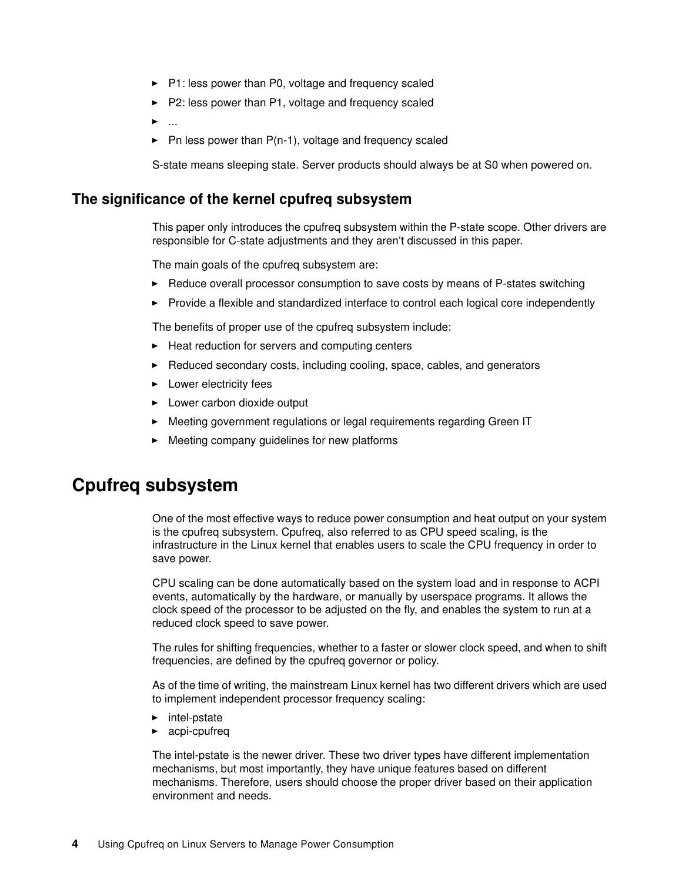- P1: less power than P0, voltage and frequency scaled
- P2: less power than P1, voltage and frequency scaled
- ...
- Pn less power than P(n-1), voltage and frequency scaled

S-state means sleeping state. Server products should always be at S0 when powered on.

### The significance of the kernel cpufreq subsystem

This paper only introduces the cpufreq subsystem within the P-state scope. Other drivers are responsible for C-state adjustments and they aren't discussed in this paper.

The main goals of the cpufreq subsystem are:

- Reduce overall processor consumption to save costs by means of P-states switching
- Provide a flexible and standardized interface to control each logical core independently

The benefits of proper use of the cpufreq subsystem include:

- Heat reduction for servers and computing centers
- Reduced secondary costs, including cooling, space, cables, and generators
- Lower electricity fees
- Lower carbon dioxide output
- Meeting government regulations or legal requirements regarding Green IT
- Meeting company guidelines for new platforms

## Cpufreq subsystem

One of the most effective ways to reduce power consumption and heat output on your system is the cpufreq subsystem. Cpufreq, also referred to as CPU speed scaling, is the infrastructure in the Linux kernel that enables users to scale the CPU frequency in order to save power.

CPU scaling can be done automatically based on the system load and in response to ACPI events, automatically by the hardware, or manually by userspace programs. It allows the clock speed of the processor to be adjusted on the fly, and enables the system to run at a reduced clock speed to save power.

The rules for shifting frequencies, whether to a faster or slower clock speed, and when to shift frequencies, are defined by the cpufreq governor or policy.

As of the time of writing, the mainstream Linux kernel has two different drivers which are used to implement independent processor frequency scaling:

- intel-pstate
- acpi-cpufreq

The intel-pstate is the newer driver. These two driver types have different implementation mechanisms, but most importantly, they have unique features based on different mechanisms. Therefore, users should choose the proper driver based on their application environment and needs.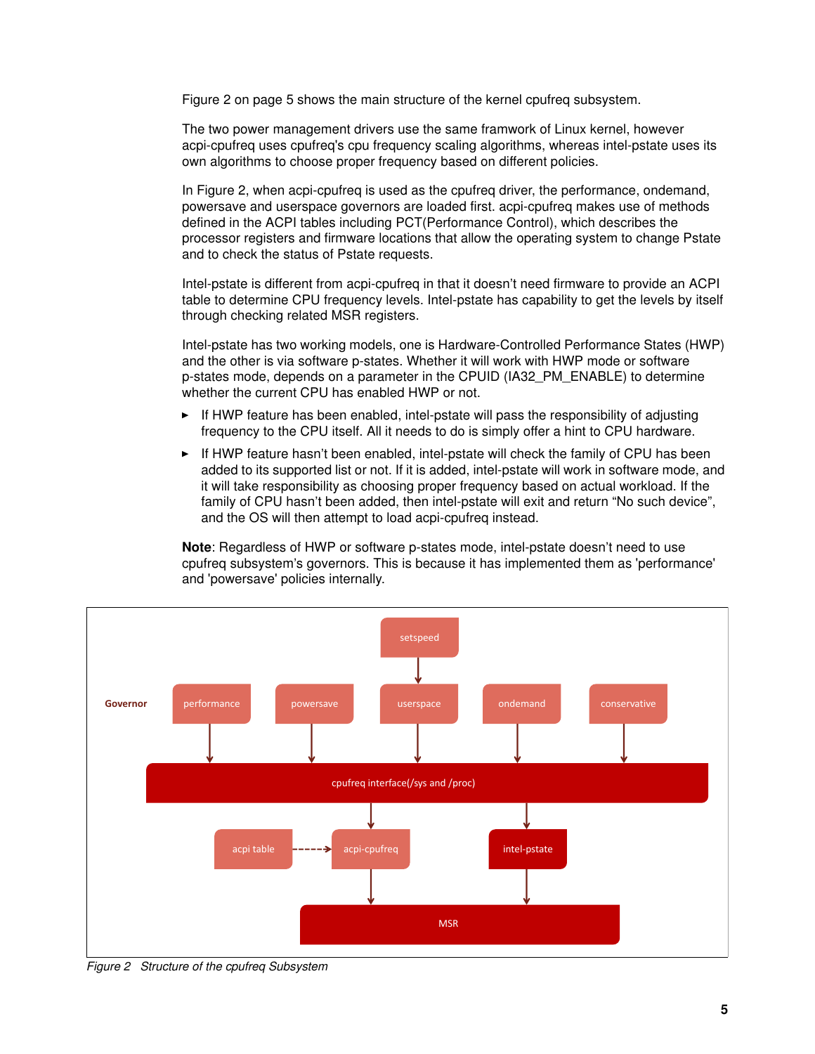Figure 2 on page 5 shows the main structure of the kernel cpufreq subsystem.

The two power management drivers use the same framwork of Linux kernel, however acpi-cpufreq uses cpufreq's cpu frequency scaling algorithms, whereas intel-pstate uses its own algorithms to choose proper frequency based on different policies.

In Figure 2, when acpi-cpufreq is used as the cpufreq driver, the performance, ondemand, powersave and userspace governors are loaded first. acpi-cpufreq makes use of methods defined in the ACPI tables including PCT(Performance Control), which describes the processor registers and firmware locations that allow the operating system to change Pstate and to check the status of Pstate requests.

Intel-pstate is different from acpi-cpufreq in that it doesn't need firmware to provide an ACPI table to determine CPU frequency levels. Intel-pstate has capability to get the levels by itself through checking related MSR registers.

Intel-pstate has two working models, one is Hardware-Controlled Performance States (HWP) and the other is via software p-states. Whether it will work with HWP mode or software p-states mode, depends on a parameter in the CPUID (IA32_PM_ENABLE) to determine whether the current CPU has enabled HWP or not.

- If HWP feature has been enabled, intel-pstate will pass the responsibility of adjusting frequency to the CPU itself. All it needs to do is simply offer a hint to CPU hardware.
- If HWP feature hasn't been enabled, intel-pstate will check the family of CPU has been added to its supported list or not. If it is added, intel-pstate will work in software mode, and it will take responsibility as choosing proper frequency based on actual workload. If the family of CPU hasn't been added, then intel-pstate will exit and return "No such device", and the OS will then attempt to load acpi-cpufreq instead.

**Note**: Regardless of HWP or software p-states mode, intel-pstate doesn't need to use cpufreq subsystem's governors. This is because it has implemented them as 'performance' and 'powersave' policies internally.

*Figure 2 Structure of the cpufreq Subsystem*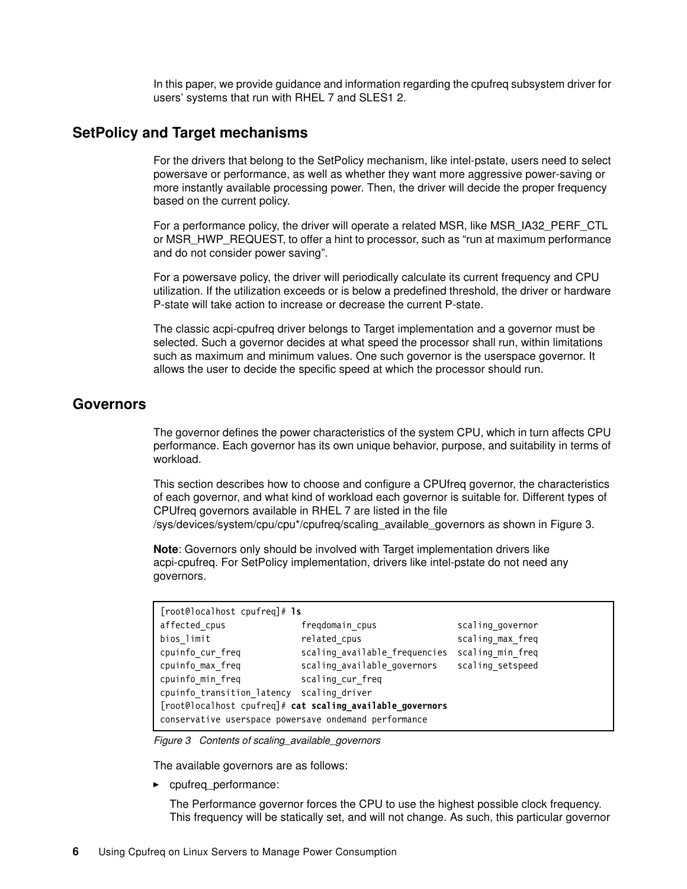In this paper, we provide guidance and information regarding the cpufreq subsystem driver for users' systems that run with RHEL 7 and SLES1 2.

## SetPolicy and Target mechanisms

For the drivers that belong to the SetPolicy mechanism, like intel-pstate, users need to select powersave or performance, as well as whether they want more aggressive power-saving or more instantly available processing power. Then, the driver will decide the proper frequency based on the current policy.

For a performance policy, the driver will operate a related MSR, like MSR_IA32_PERF_CTL or MSR_HWP_REQUEST, to offer a hint to processor, such as "run at maximum performance and do not consider power saving".

For a powersave policy, the driver will periodically calculate its current frequency and CPU utilization. If the utilization exceeds or is below a predefined threshold, the driver or hardware P-state will take action to increase or decrease the current P-state.

The classic acpi-cpufreq driver belongs to Target implementation and a governor must be selected. Such a governor decides at what speed the processor shall run, within limitations such as maximum and minimum values. One such governor is the userspace governor. It allows the user to decide the specific speed at which the processor should run.

## Governors

The governor defines the power characteristics of the system CPU, which in turn affects CPU performance. Each governor has its own unique behavior, purpose, and suitability in terms of workload.

This section describes how to choose and configure a CPUfreq governor, the characteristics of each governor, and what kind of workload each governor is suitable for. Different types of CPUfreq governors available in RHEL 7 are listed in the file /sys/devices/system/cpu/cpu*/cpufreq/scaling_available_governors as shown in Figure 3.

**Note**: Governors only should be involved with Target implementation drivers like acpi-cpufreq. For SetPolicy implementation, drivers like intel-pstate do not need any governors.

```
[root@localhost cpufreq]# ls
affected_cpus              freqdomain_cpus               scaling_governor
bios_limit                 related_cpus                  scaling_max_freq
cpuinfo_cur_freq           scaling_available_frequencies  scaling_min_freq
cpuinfo_max_freq           scaling_available_governors    scaling_setspeed
cpuinfo_min_freq           scaling_cur_freq
cpuinfo_transition_latency  scaling_driver
[root@localhost cpufreq]# cat scaling_available_governors
conservative userspace powersave ondemand performance
```

*Figure 3 Contents of scaling_available_governors*

The available governors are as follows:

- cpufreq_performance:

  The Performance governor forces the CPU to use the highest possible clock frequency. This frequency will be statically set, and will not change. As such, this particular governor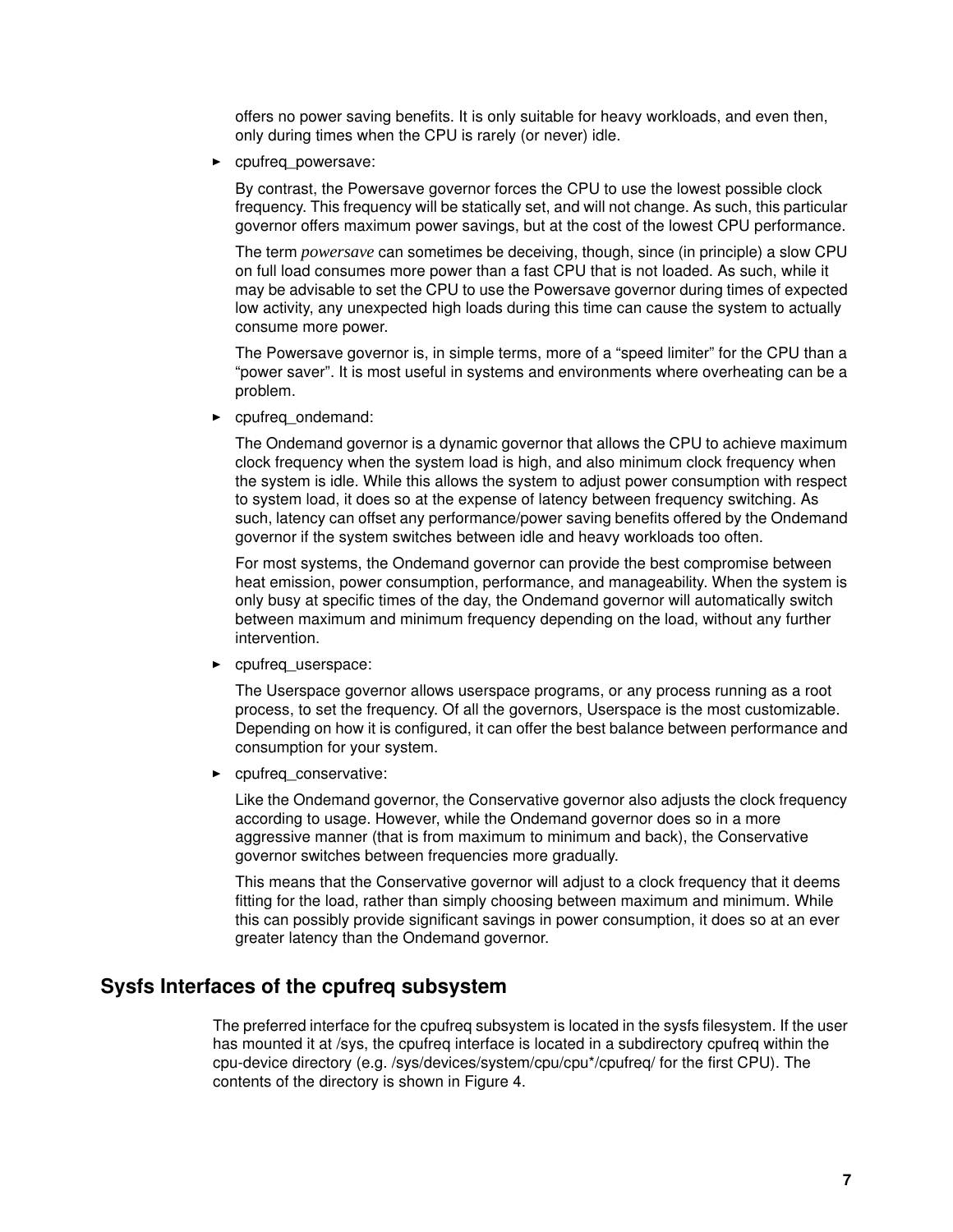offers no power saving benefits. It is only suitable for heavy workloads, and even then, only during times when the CPU is rarely (or never) idle.

- cpufreq_powersave:

  By contrast, the Powersave governor forces the CPU to use the lowest possible clock frequency. This frequency will be statically set, and will not change. As such, this particular governor offers maximum power savings, but at the cost of the lowest CPU performance.

  The term *powersave* can sometimes be deceiving, though, since (in principle) a slow CPU on full load consumes more power than a fast CPU that is not loaded. As such, while it may be advisable to set the CPU to use the Powersave governor during times of expected low activity, any unexpected high loads during this time can cause the system to actually consume more power.

  The Powersave governor is, in simple terms, more of a “speed limiter” for the CPU than a “power saver”. It is most useful in systems and environments where overheating can be a problem.

- cpufreq_ondemand:

  The Ondemand governor is a dynamic governor that allows the CPU to achieve maximum clock frequency when the system load is high, and also minimum clock frequency when the system is idle. While this allows the system to adjust power consumption with respect to system load, it does so at the expense of latency between frequency switching. As such, latency can offset any performance/power saving benefits offered by the Ondemand governor if the system switches between idle and heavy workloads too often.

  For most systems, the Ondemand governor can provide the best compromise between heat emission, power consumption, performance, and manageability. When the system is only busy at specific times of the day, the Ondemand governor will automatically switch between maximum and minimum frequency depending on the load, without any further intervention.

- cpufreq_userspace:

  The Userspace governor allows userspace programs, or any process running as a root process, to set the frequency. Of all the governors, Userspace is the most customizable. Depending on how it is configured, it can offer the best balance between performance and consumption for your system.

- cpufreq_conservative:

  Like the Ondemand governor, the Conservative governor also adjusts the clock frequency according to usage. However, while the Ondemand governor does so in a more aggressive manner (that is from maximum to minimum and back), the Conservative governor switches between frequencies more gradually.

  This means that the Conservative governor will adjust to a clock frequency that it deems fitting for the load, rather than simply choosing between maximum and minimum. While this can possibly provide significant savings in power consumption, it does so at an ever greater latency than the Ondemand governor.

## Sysfs Interfaces of the cpufreq subsystem

The preferred interface for the cpufreq subsystem is located in the sysfs filesystem. If the user has mounted it at /sys, the cpufreq interface is located in a subdirectory cpufreq within the cpu-device directory (e.g. /sys/devices/system/cpu/cpu*/cpufreq/ for the first CPU). The contents of the directory is shown in Figure 4.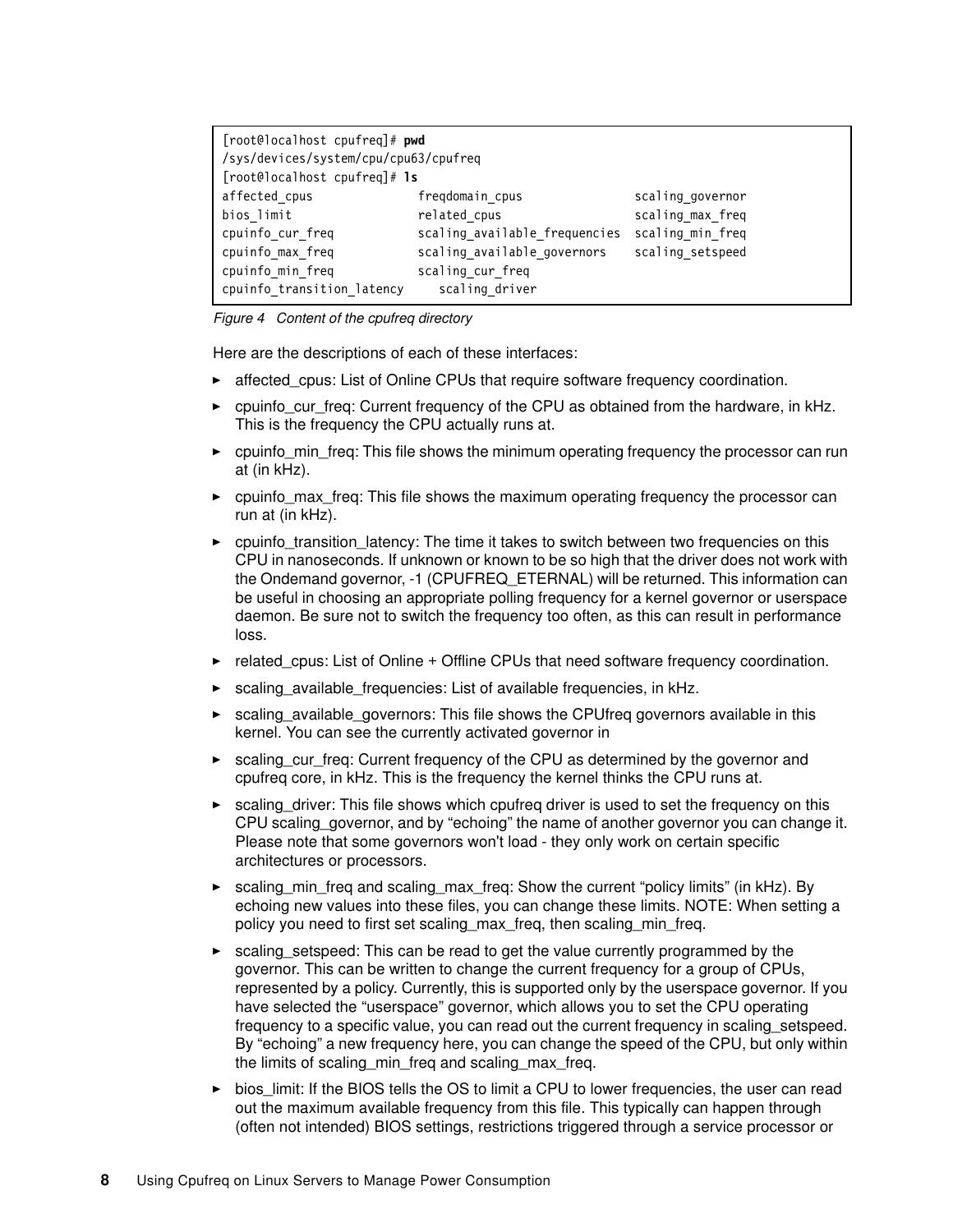```
[root@localhost cpufreq]# pwd
/sys/devices/system/cpu/cpu63/cpufreq
[root@localhost cpufreq]# ls
affected_cpus              freqdomain_cpus               scaling_governor
bios_limit                 related_cpus                  scaling_max_freq
cpuinfo_cur_freq           scaling_available_frequencies  scaling_min_freq
cpuinfo_max_freq           scaling_available_governors    scaling_setspeed
cpuinfo_min_freq           scaling_cur_freq
cpuinfo_transition_latency     scaling_driver
```

*Figure 4 Content of the cpufreq directory*

Here are the descriptions of each of these interfaces:

- affected_cpus: List of Online CPUs that require software frequency coordination.
- cpuinfo_cur_freq: Current frequency of the CPU as obtained from the hardware, in kHz. This is the frequency the CPU actually runs at.
- cpuinfo_min_freq: This file shows the minimum operating frequency the processor can run at (in kHz).
- cpuinfo_max_freq: This file shows the maximum operating frequency the processor can run at (in kHz).
- cpuinfo_transition_latency: The time it takes to switch between two frequencies on this CPU in nanoseconds. If unknown or known to be so high that the driver does not work with the Ondemand governor, -1 (CPUFREQ_ETERNAL) will be returned. This information can be useful in choosing an appropriate polling frequency for a kernel governor or userspace daemon. Be sure not to switch the frequency too often, as this can result in performance loss.
- related_cpus: List of Online + Offline CPUs that need software frequency coordination.
- scaling_available_frequencies: List of available frequencies, in kHz.
- scaling_available_governors: This file shows the CPUfreq governors available in this kernel. You can see the currently activated governor in
- scaling_cur_freq: Current frequency of the CPU as determined by the governor and cpufreq core, in kHz. This is the frequency the kernel thinks the CPU runs at.
- scaling_driver: This file shows which cpufreq driver is used to set the frequency on this CPU scaling_governor, and by "echoing" the name of another governor you can change it. Please note that some governors won't load - they only work on certain specific architectures or processors.
- scaling_min_freq and scaling_max_freq: Show the current "policy limits" (in kHz). By echoing new values into these files, you can change these limits. NOTE: When setting a policy you need to first set scaling_max_freq, then scaling_min_freq.
- scaling_setspeed: This can be read to get the value currently programmed by the governor. This can be written to change the current frequency for a group of CPUs, represented by a policy. Currently, this is supported only by the userspace governor. If you have selected the "userspace" governor, which allows you to set the CPU operating frequency to a specific value, you can read out the current frequency in scaling_setspeed. By "echoing" a new frequency here, you can change the speed of the CPU, but only within the limits of scaling_min_freq and scaling_max_freq.
- bios_limit: If the BIOS tells the OS to limit a CPU to lower frequencies, the user can read out the maximum available frequency from this file. This typically can happen through (often not intended) BIOS settings, restrictions triggered through a service processor or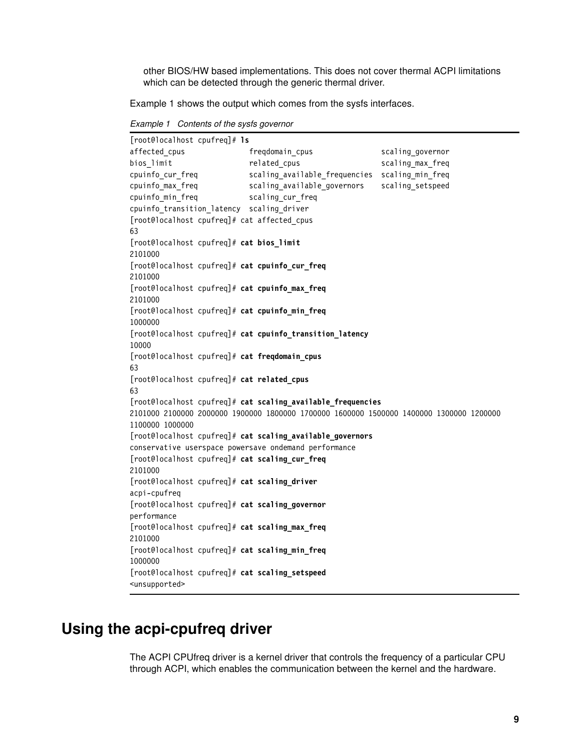other BIOS/HW based implementations. This does not cover thermal ACPI limitations which can be detected through the generic thermal driver.

Example 1 shows the output which comes from the sysfs interfaces.

*Example 1 Contents of the sysfs governor*

```
[root@localhost cpufreq]# ls
affected_cpus              freqdomain_cpus               scaling_governor
bios_limit                 related_cpus                  scaling_max_freq
cpuinfo_cur_freq           scaling_available_frequencies  scaling_min_freq
cpuinfo_max_freq           scaling_available_governors    scaling_setspeed
cpuinfo_min_freq           scaling_cur_freq
cpuinfo_transition_latency  scaling_driver
[root@localhost cpufreq]# cat affected_cpus
63
[root@localhost cpufreq]# cat bios_limit
2101000
[root@localhost cpufreq]# cat cpuinfo_cur_freq
2101000
[root@localhost cpufreq]# cat cpuinfo_max_freq
2101000
[root@localhost cpufreq]# cat cpuinfo_min_freq
1000000
[root@localhost cpufreq]# cat cpuinfo_transition_latency
10000
[root@localhost cpufreq]# cat freqdomain_cpus
63
[root@localhost cpufreq]# cat related_cpus
63
[root@localhost cpufreq]# cat scaling_available_frequencies
2101000 2100000 2000000 1900000 1800000 1700000 1600000 1500000 1400000 1300000 1200000
1100000 1000000
[root@localhost cpufreq]# cat scaling_available_governors
conservative userspace powersave ondemand performance
[root@localhost cpufreq]# cat scaling_cur_freq
2101000
[root@localhost cpufreq]# cat scaling_driver
acpi-cpufreq
[root@localhost cpufreq]# cat scaling_governor
performance
[root@localhost cpufreq]# cat scaling_max_freq
2101000
[root@localhost cpufreq]# cat scaling_min_freq
1000000
[root@localhost cpufreq]# cat scaling_setspeed
<unsupported>
```

# Using the acpi-cpufreq driver

The ACPI CPUfreq driver is a kernel driver that controls the frequency of a particular CPU through ACPI, which enables the communication between the kernel and the hardware.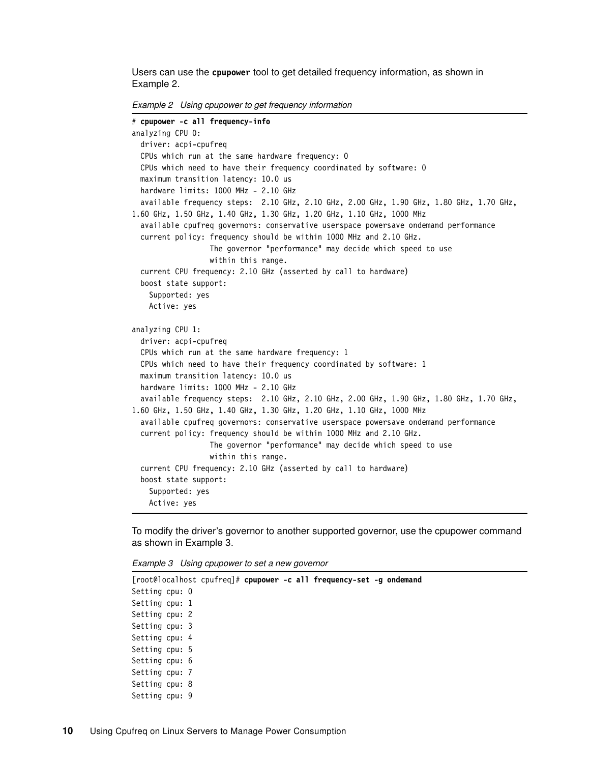Users can use the **cpupower** tool to get detailed frequency information, as shown in Example 2.

*Example 2 Using cpupower to get frequency information*

```
# cpupower -c all frequency-info
analyzing CPU 0:
  driver: acpi-cpufreq
  CPUs which run at the same hardware frequency: 0
  CPUs which need to have their frequency coordinated by software: 0
  maximum transition latency: 10.0 us
  hardware limits: 1000 MHz - 2.10 GHz
  available frequency steps:  2.10 GHz, 2.10 GHz, 2.00 GHz, 1.90 GHz, 1.80 GHz, 1.70 GHz, 
1.60 GHz, 1.50 GHz, 1.40 GHz, 1.30 GHz, 1.20 GHz, 1.10 GHz, 1000 MHz
  available cpufreq governors: conservative userspace powersave ondemand performance
  current policy: frequency should be within 1000 MHz and 2.10 GHz.
                  The governor "performance" may decide which speed to use
                  within this range.
  current CPU frequency: 2.10 GHz (asserted by call to hardware)
  boost state support:
    Supported: yes
    Active: yes

analyzing CPU 1:
  driver: acpi-cpufreq
  CPUs which run at the same hardware frequency: 1
  CPUs which need to have their frequency coordinated by software: 1
  maximum transition latency: 10.0 us
  hardware limits: 1000 MHz - 2.10 GHz
  available frequency steps:  2.10 GHz, 2.10 GHz, 2.00 GHz, 1.90 GHz, 1.80 GHz, 1.70 GHz, 
1.60 GHz, 1.50 GHz, 1.40 GHz, 1.30 GHz, 1.20 GHz, 1.10 GHz, 1000 MHz
  available cpufreq governors: conservative userspace powersave ondemand performance
  current policy: frequency should be within 1000 MHz and 2.10 GHz.
                  The governor "performance" may decide which speed to use
                  within this range.
  current CPU frequency: 2.10 GHz (asserted by call to hardware)
  boost state support:
    Supported: yes
    Active: yes
```

To modify the driver's governor to another supported governor, use the cpupower command as shown in Example 3.

*Example 3 Using cpupower to set a new governor*

```
[root@localhost cpufreq]# cpupower -c all frequency-set -g ondemand
Setting cpu: 0
Setting cpu: 1
Setting cpu: 2
Setting cpu: 3
Setting cpu: 4
Setting cpu: 5
Setting cpu: 6
Setting cpu: 7
Setting cpu: 8
Setting cpu: 9
```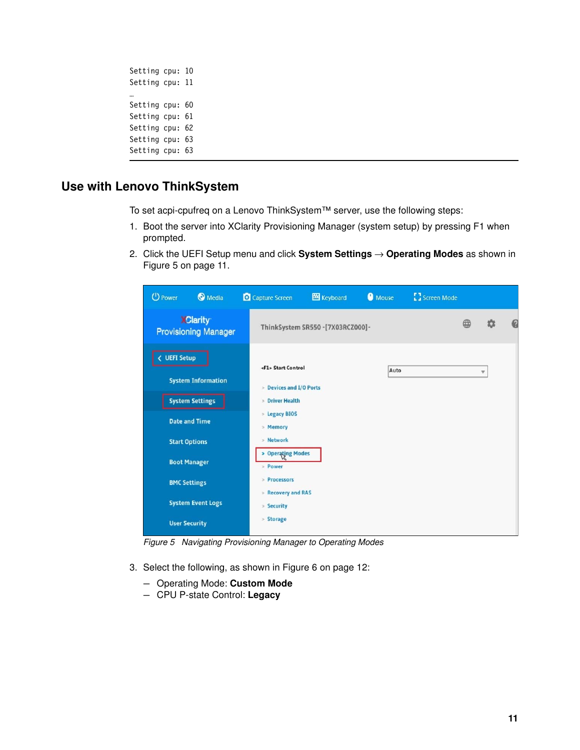```
Setting cpu: 10
Setting cpu: 11
…
Setting cpu: 60
Setting cpu: 61
Setting cpu: 62
Setting cpu: 63
Setting cpu: 63
```

## Use with Lenovo ThinkSystem

To set acpi-cpufreq on a Lenovo ThinkSystem™ server, use the following steps:

1. Boot the server into XClarity Provisioning Manager (system setup) by pressing F1 when prompted.
2. Click the UEFI Setup menu and click **System Settings** → **Operating Modes** as shown in Figure 5 on page 11.

*Figure 5 Navigating Provisioning Manager to Operating Modes*

3. Select the following, as shown in Figure 6 on page 12:
   - Operating Mode: **Custom Mode**
   - CPU P-state Control: **Legacy**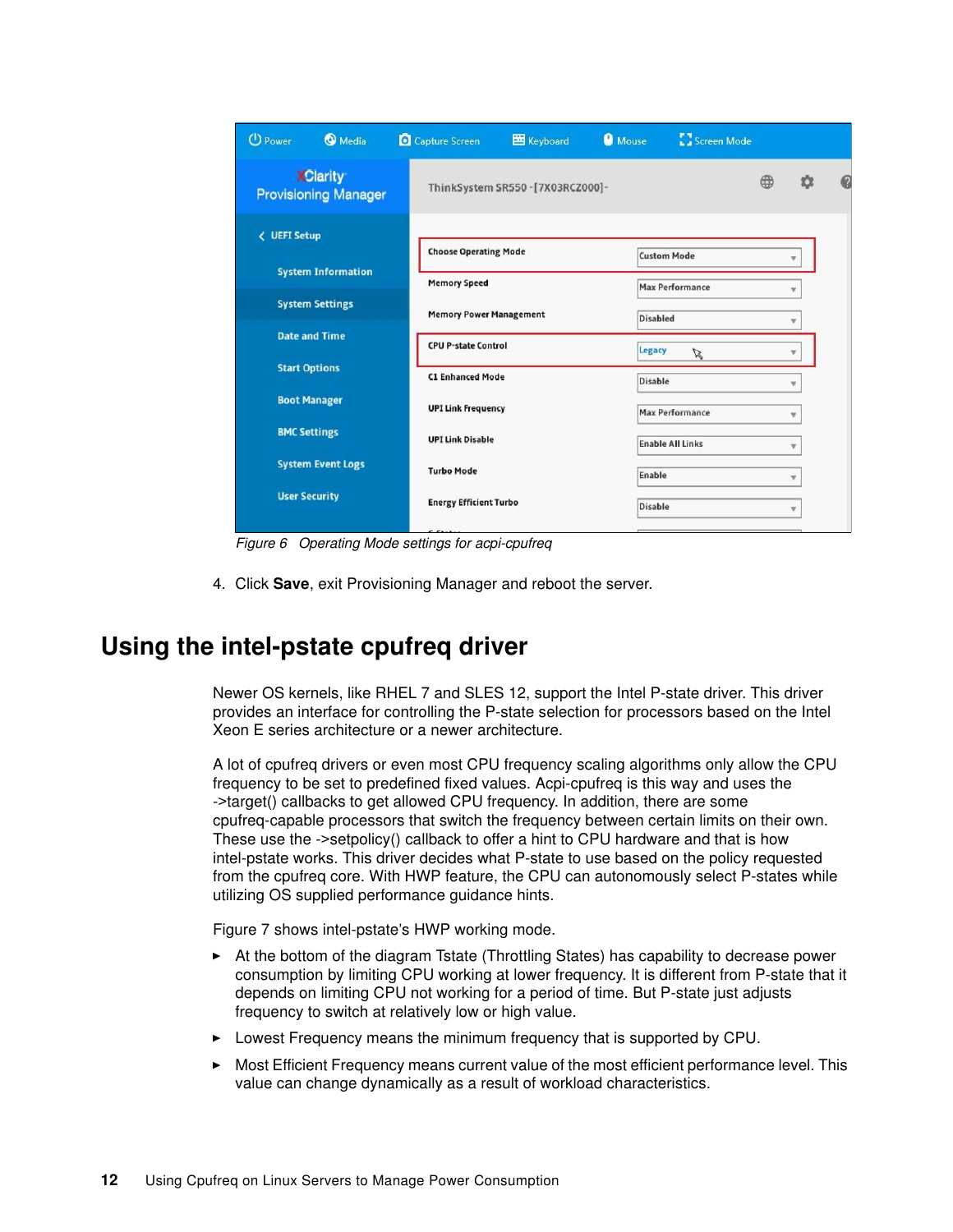Figure 6 Operating Mode settings for acpi-cpufreq

4. Click **Save**, exit Provisioning Manager and reboot the server.

# Using the intel-pstate cpufreq driver

Newer OS kernels, like RHEL 7 and SLES 12, support the Intel P-state driver. This driver provides an interface for controlling the P-state selection for processors based on the Intel Xeon E series architecture or a newer architecture.

A lot of cpufreq drivers or even most CPU frequency scaling algorithms only allow the CPU frequency to be set to predefined fixed values. Acpi-cpufreq is this way and uses the ->target() callbacks to get allowed CPU frequency. In addition, there are some cpufreq-capable processors that switch the frequency between certain limits on their own. These use the ->setpolicy() callback to offer a hint to CPU hardware and that is how intel-pstate works. This driver decides what P-state to use based on the policy requested from the cpufreq core. With HWP feature, the CPU can autonomously select P-states while utilizing OS supplied performance guidance hints.

Figure 7 shows intel-pstate's HWP working mode.

- At the bottom of the diagram Tstate (Throttling States) has capability to decrease power consumption by limiting CPU working at lower frequency. It is different from P-state that it depends on limiting CPU not working for a period of time. But P-state just adjusts frequency to switch at relatively low or high value.
- Lowest Frequency means the minimum frequency that is supported by CPU.
- Most Efficient Frequency means current value of the most efficient performance level. This value can change dynamically as a result of workload characteristics.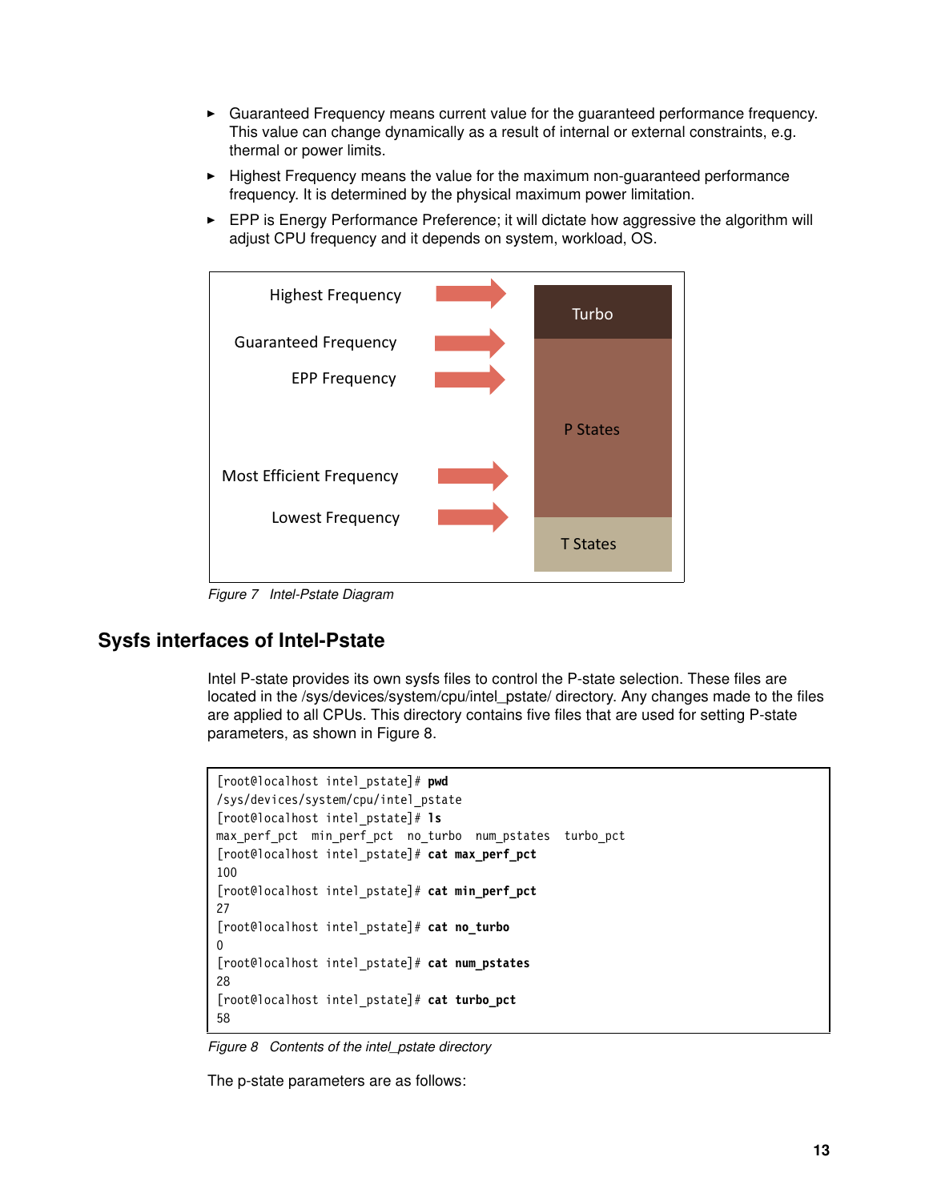- Guaranteed Frequency means current value for the guaranteed performance frequency. This value can change dynamically as a result of internal or external constraints, e.g. thermal or power limits.
- Highest Frequency means the value for the maximum non-guaranteed performance frequency. It is determined by the physical maximum power limitation.
- EPP is Energy Performance Preference; it will dictate how aggressive the algorithm will adjust CPU frequency and it depends on system, workload, OS.

Highest Frequency → Turbo

Guaranteed Frequency →

EPP Frequency → P States

Most Efficient Frequency →

Lowest Frequency → T States

*Figure 7 Intel-Pstate Diagram*

## Sysfs interfaces of Intel-Pstate

Intel P-state provides its own sysfs files to control the P-state selection. These files are located in the /sys/devices/system/cpu/intel_pstate/ directory. Any changes made to the files are applied to all CPUs. This directory contains five files that are used for setting P-state parameters, as shown in Figure 8.

```
[root@localhost intel_pstate]# pwd
/sys/devices/system/cpu/intel_pstate
[root@localhost intel_pstate]# ls
max_perf_pct  min_perf_pct  no_turbo  num_pstates  turbo_pct
[root@localhost intel_pstate]# cat max_perf_pct
100
[root@localhost intel_pstate]# cat min_perf_pct
27
[root@localhost intel_pstate]# cat no_turbo
0
[root@localhost intel_pstate]# cat num_pstates
28
[root@localhost intel_pstate]# cat turbo_pct
58
```

*Figure 8 Contents of the intel_pstate directory*

The p-state parameters are as follows: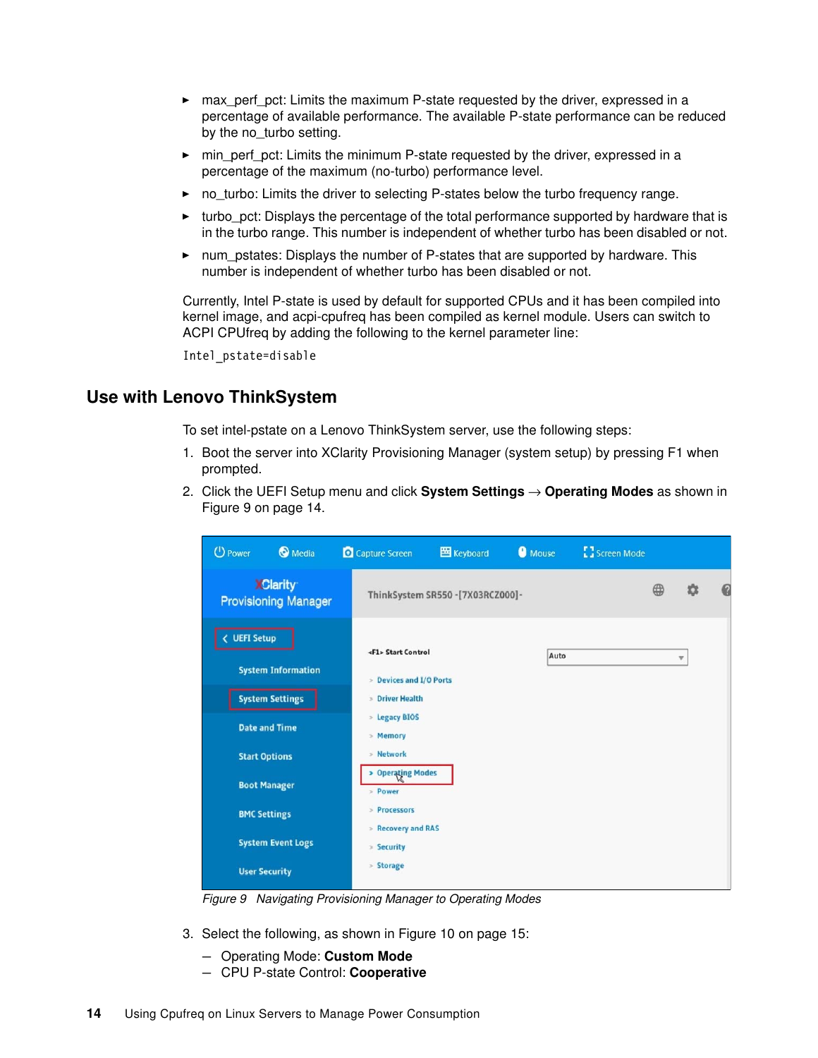- max_perf_pct: Limits the maximum P-state requested by the driver, expressed in a percentage of available performance. The available P-state performance can be reduced by the no_turbo setting.
- min_perf_pct: Limits the minimum P-state requested by the driver, expressed in a percentage of the maximum (no-turbo) performance level.
- no_turbo: Limits the driver to selecting P-states below the turbo frequency range.
- turbo_pct: Displays the percentage of the total performance supported by hardware that is in the turbo range. This number is independent of whether turbo has been disabled or not.
- num_pstates: Displays the number of P-states that are supported by hardware. This number is independent of whether turbo has been disabled or not.

Currently, Intel P-state is used by default for supported CPUs and it has been compiled into kernel image, and acpi-cpufreq has been compiled as kernel module. Users can switch to ACPI CPUfreq by adding the following to the kernel parameter line:

```
Intel_pstate=disable
```

## Use with Lenovo ThinkSystem

To set intel-pstate on a Lenovo ThinkSystem server, use the following steps:

1. Boot the server into XClarity Provisioning Manager (system setup) by pressing F1 when prompted.
2. Click the UEFI Setup menu and click **System Settings** → **Operating Modes** as shown in Figure 9 on page 14.

*Figure 9 Navigating Provisioning Manager to Operating Modes*

3. Select the following, as shown in Figure 10 on page 15:
   - Operating Mode: **Custom Mode**
   - CPU P-state Control: **Cooperative**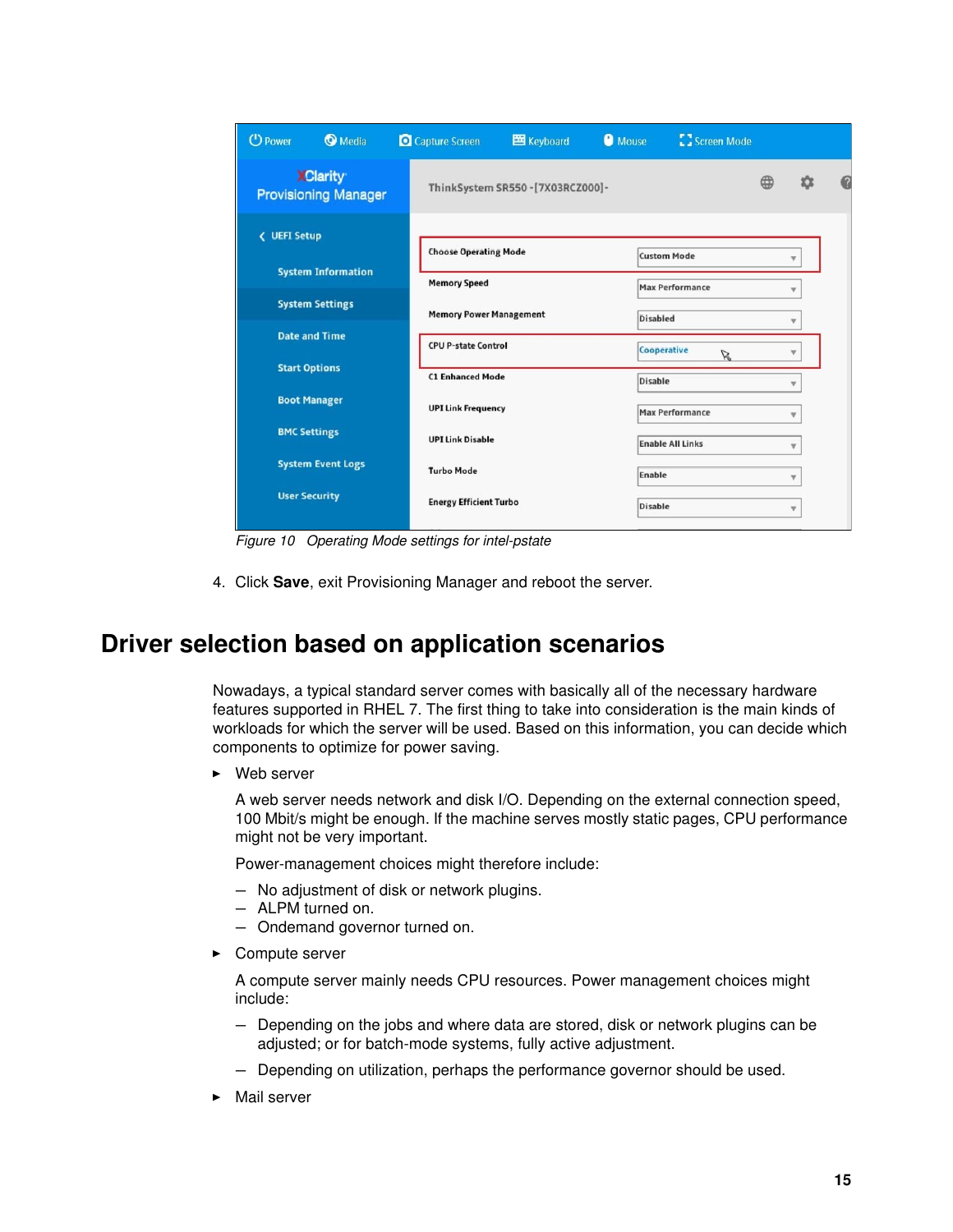Figure 10   Operating Mode settings for intel-pstate

4. Click **Save**, exit Provisioning Manager and reboot the server.

## Driver selection based on application scenarios

Nowadays, a typical standard server comes with basically all of the necessary hardware features supported in RHEL 7. The first thing to take into consideration is the main kinds of workloads for which the server will be used. Based on this information, you can decide which components to optimize for power saving.

- Web server

  A web server needs network and disk I/O. Depending on the external connection speed, 100 Mbit/s might be enough. If the machine serves mostly static pages, CPU performance might not be very important.

  Power-management choices might therefore include:

  – No adjustment of disk or network plugins.
  – ALPM turned on.
  – Ondemand governor turned on.

- Compute server

  A compute server mainly needs CPU resources. Power management choices might include:

  – Depending on the jobs and where data are stored, disk or network plugins can be adjusted; or for batch-mode systems, fully active adjustment.

  – Depending on utilization, perhaps the performance governor should be used.

- Mail server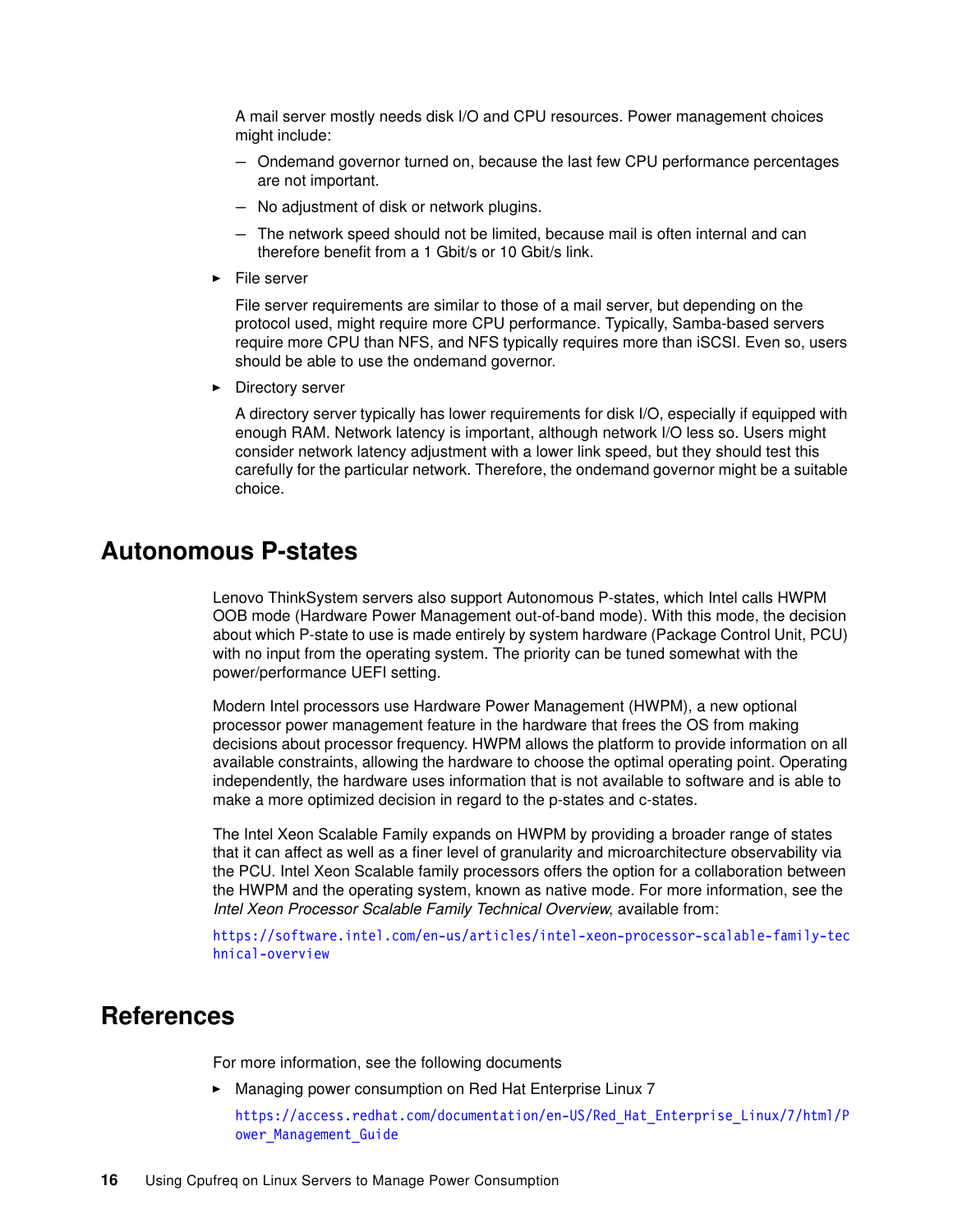A mail server mostly needs disk I/O and CPU resources. Power management choices might include:

- Ondemand governor turned on, because the last few CPU performance percentages are not important.
- No adjustment of disk or network plugins.
- The network speed should not be limited, because mail is often internal and can therefore benefit from a 1 Gbit/s or 10 Gbit/s link.

- File server

  File server requirements are similar to those of a mail server, but depending on the protocol used, might require more CPU performance. Typically, Samba-based servers require more CPU than NFS, and NFS typically requires more than iSCSI. Even so, users should be able to use the ondemand governor.

- Directory server

  A directory server typically has lower requirements for disk I/O, especially if equipped with enough RAM. Network latency is important, although network I/O less so. Users might consider network latency adjustment with a lower link speed, but they should test this carefully for the particular network. Therefore, the ondemand governor might be a suitable choice.

## Autonomous P-states

Lenovo ThinkSystem servers also support Autonomous P-states, which Intel calls HWPM OOB mode (Hardware Power Management out-of-band mode). With this mode, the decision about which P-state to use is made entirely by system hardware (Package Control Unit, PCU) with no input from the operating system. The priority can be tuned somewhat with the power/performance UEFI setting.

Modern Intel processors use Hardware Power Management (HWPM), a new optional processor power management feature in the hardware that frees the OS from making decisions about processor frequency. HWPM allows the platform to provide information on all available constraints, allowing the hardware to choose the optimal operating point. Operating independently, the hardware uses information that is not available to software and is able to make a more optimized decision in regard to the p-states and c-states.

The Intel Xeon Scalable Family expands on HWPM by providing a broader range of states that it can affect as well as a finer level of granularity and microarchitecture observability via the PCU. Intel Xeon Scalable family processors offers the option for a collaboration between the HWPM and the operating system, known as native mode. For more information, see the *Intel Xeon Processor Scalable Family Technical Overview*, available from:

https://software.intel.com/en-us/articles/intel-xeon-processor-scalable-family-technical-overview

## References

For more information, see the following documents

- Managing power consumption on Red Hat Enterprise Linux 7

  https://access.redhat.com/documentation/en-US/Red_Hat_Enterprise_Linux/7/html/Power_Management_Guide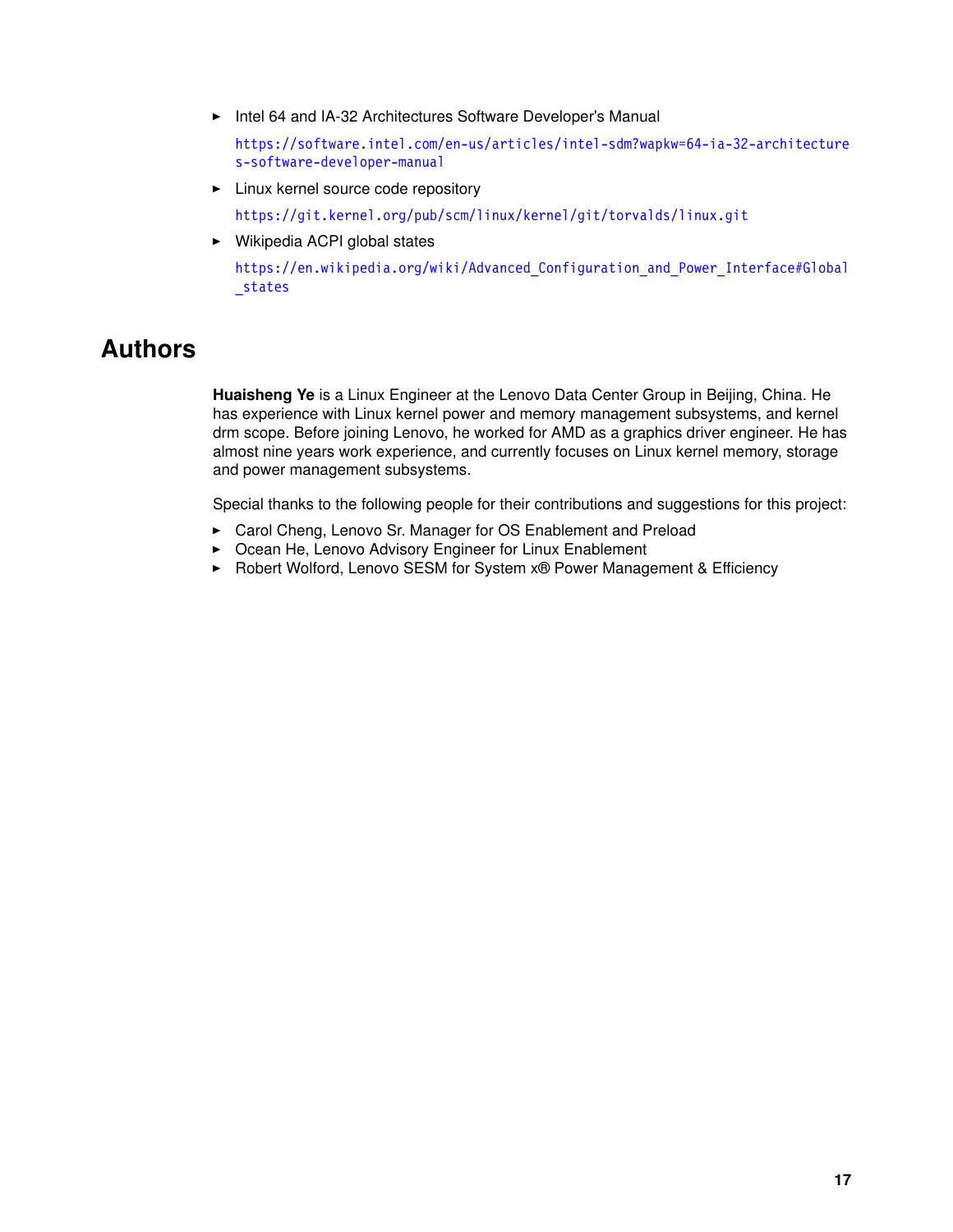- Intel 64 and IA-32 Architectures Software Developer's Manual

  https://software.intel.com/en-us/articles/intel-sdm?wapkw=64-ia-32-architectures-software-developer-manual
- Linux kernel source code repository

  https://git.kernel.org/pub/scm/linux/kernel/git/torvalds/linux.git
- Wikipedia ACPI global states

  https://en.wikipedia.org/wiki/Advanced_Configuration_and_Power_Interface#Global_states

# Authors

**Huaisheng Ye** is a Linux Engineer at the Lenovo Data Center Group in Beijing, China. He has experience with Linux kernel power and memory management subsystems, and kernel drm scope. Before joining Lenovo, he worked for AMD as a graphics driver engineer. He has almost nine years work experience, and currently focuses on Linux kernel memory, storage and power management subsystems.

Special thanks to the following people for their contributions and suggestions for this project:

- Carol Cheng, Lenovo Sr. Manager for OS Enablement and Preload
- Ocean He, Lenovo Advisory Engineer for Linux Enablement
- Robert Wolford, Lenovo SESM for System x® Power Management & Efficiency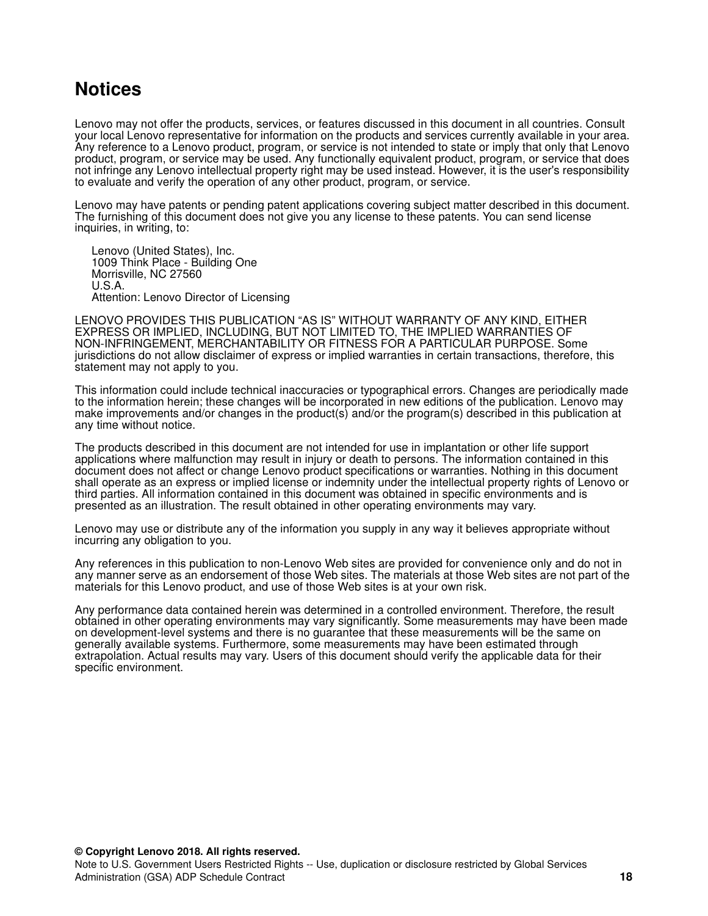# Notices

Lenovo may not offer the products, services, or features discussed in this document in all countries. Consult your local Lenovo representative for information on the products and services currently available in your area. Any reference to a Lenovo product, program, or service is not intended to state or imply that only that Lenovo product, program, or service may be used. Any functionally equivalent product, program, or service that does not infringe any Lenovo intellectual property right may be used instead. However, it is the user's responsibility to evaluate and verify the operation of any other product, program, or service.

Lenovo may have patents or pending patent applications covering subject matter described in this document. The furnishing of this document does not give you any license to these patents. You can send license inquiries, in writing, to:

Lenovo (United States), Inc.
1009 Think Place - Building One
Morrisville, NC 27560
U.S.A.
Attention: Lenovo Director of Licensing

LENOVO PROVIDES THIS PUBLICATION "AS IS" WITHOUT WARRANTY OF ANY KIND, EITHER EXPRESS OR IMPLIED, INCLUDING, BUT NOT LIMITED TO, THE IMPLIED WARRANTIES OF NON-INFRINGEMENT, MERCHANTABILITY OR FITNESS FOR A PARTICULAR PURPOSE. Some jurisdictions do not allow disclaimer of express or implied warranties in certain transactions, therefore, this statement may not apply to you.

This information could include technical inaccuracies or typographical errors. Changes are periodically made to the information herein; these changes will be incorporated in new editions of the publication. Lenovo may make improvements and/or changes in the product(s) and/or the program(s) described in this publication at any time without notice.

The products described in this document are not intended for use in implantation or other life support applications where malfunction may result in injury or death to persons. The information contained in this document does not affect or change Lenovo product specifications or warranties. Nothing in this document shall operate as an express or implied license or indemnity under the intellectual property rights of Lenovo or third parties. All information contained in this document was obtained in specific environments and is presented as an illustration. The result obtained in other operating environments may vary.

Lenovo may use or distribute any of the information you supply in any way it believes appropriate without incurring any obligation to you.

Any references in this publication to non-Lenovo Web sites are provided for convenience only and do not in any manner serve as an endorsement of those Web sites. The materials at those Web sites are not part of the materials for this Lenovo product, and use of those Web sites is at your own risk.

Any performance data contained herein was determined in a controlled environment. Therefore, the result obtained in other operating environments may vary significantly. Some measurements may have been made on development-level systems and there is no guarantee that these measurements will be the same on generally available systems. Furthermore, some measurements may have been estimated through extrapolation. Actual results may vary. Users of this document should verify the applicable data for their specific environment.

**© Copyright Lenovo 2018. All rights reserved.**
Note to U.S. Government Users Restricted Rights -- Use, duplication or disclosure restricted by Global Services Administration (GSA) ADP Schedule Contract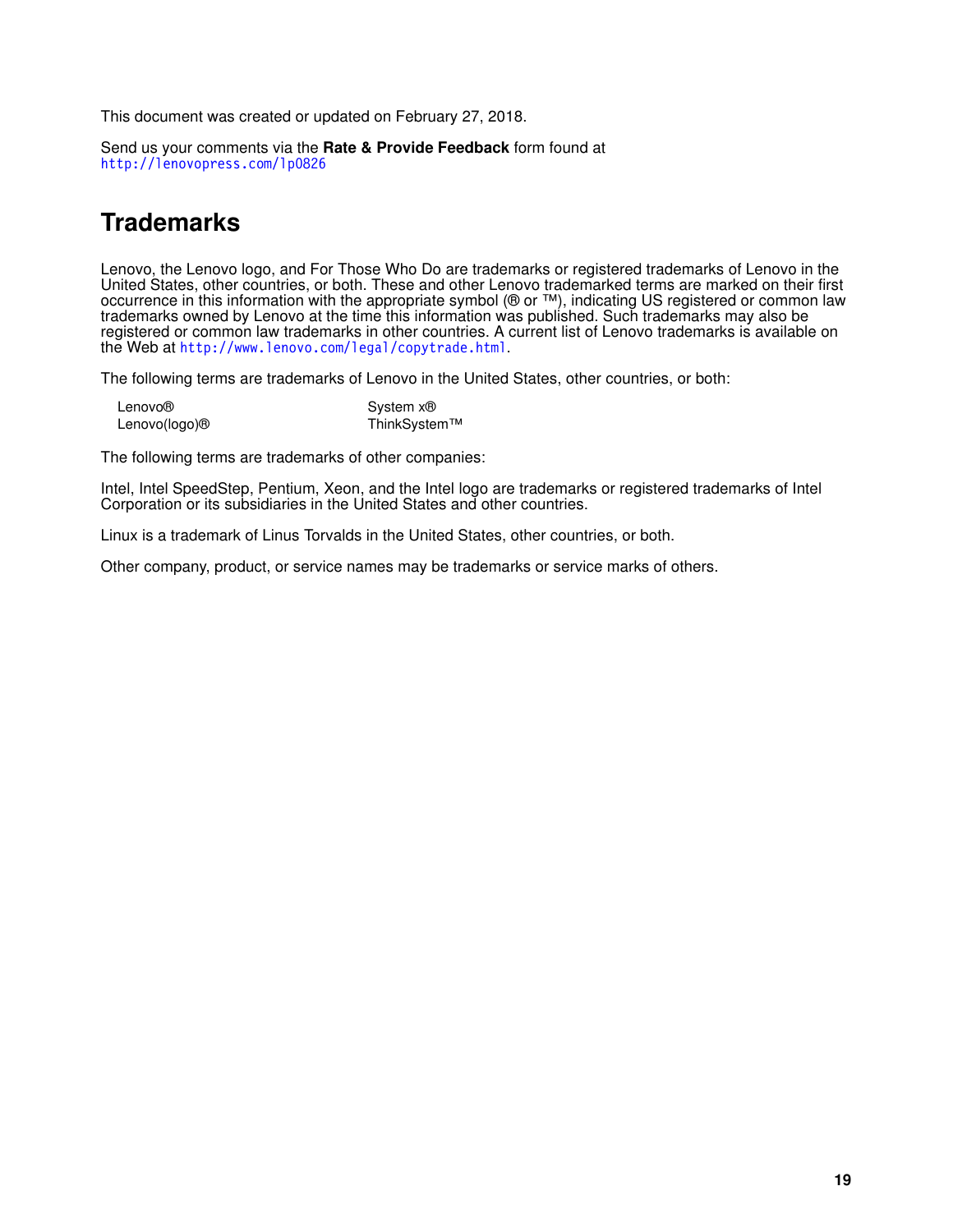This document was created or updated on February 27, 2018.

Send us your comments via the **Rate & Provide Feedback** form found at
http://lenovopress.com/lp0826

# Trademarks

Lenovo, the Lenovo logo, and For Those Who Do are trademarks or registered trademarks of Lenovo in the United States, other countries, or both. These and other Lenovo trademarked terms are marked on their first occurrence in this information with the appropriate symbol (® or ™), indicating US registered or common law trademarks owned by Lenovo at the time this information was published. Such trademarks may also be registered or common law trademarks in other countries. A current list of Lenovo trademarks is available on the Web at http://www.lenovo.com/legal/copytrade.html.

The following terms are trademarks of Lenovo in the United States, other countries, or both:

| | |
|---|---|
| Lenovo® | System x® |
| Lenovo(logo)® | ThinkSystem™ |

The following terms are trademarks of other companies:

Intel, Intel SpeedStep, Pentium, Xeon, and the Intel logo are trademarks or registered trademarks of Intel Corporation or its subsidiaries in the United States and other countries.

Linux is a trademark of Linus Torvalds in the United States, other countries, or both.

Other company, product, or service names may be trademarks or service marks of others.